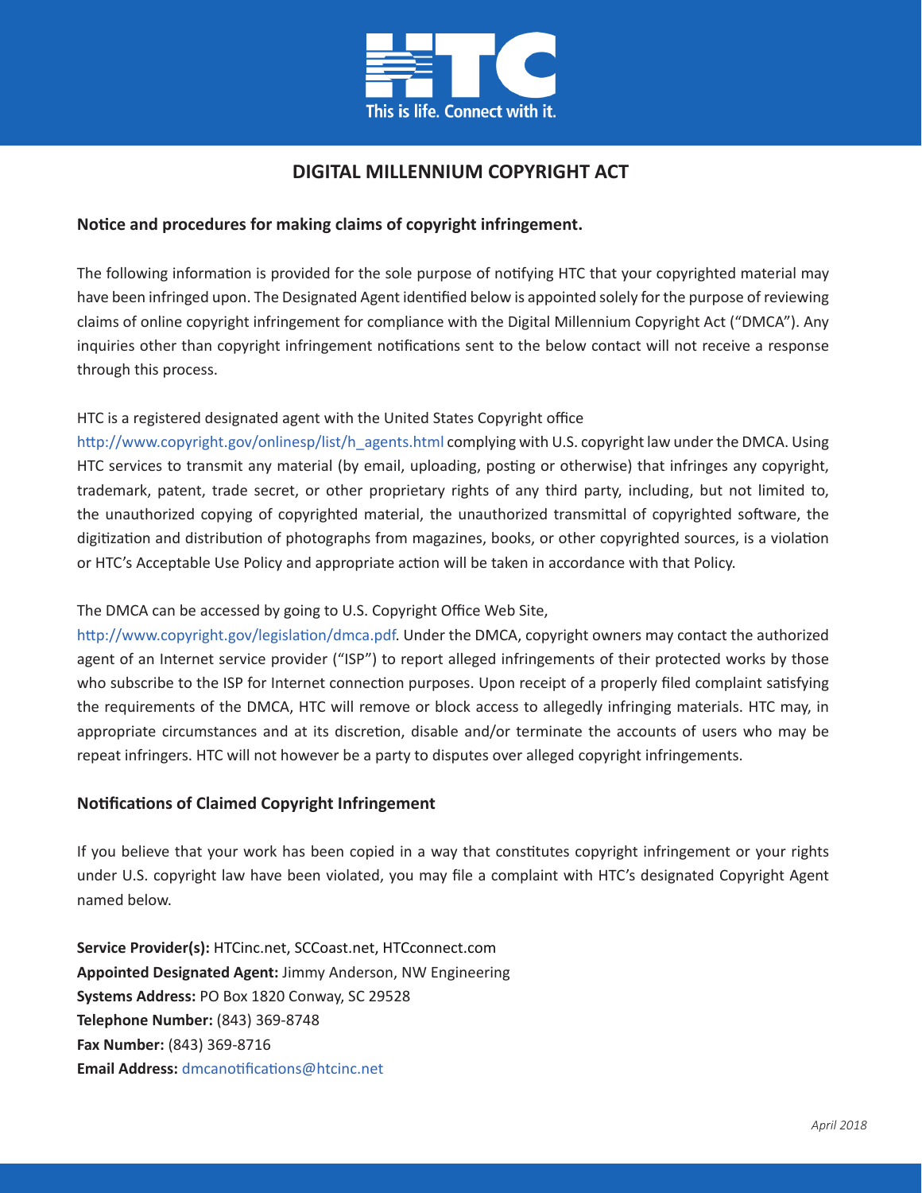# DIGITAL MILLENNIUM COPYRIGHT ACT

**Notice and procedures for making claims of copyright infringement.**

The following information is provided for the sole purpose of notifying HTC that your copyrighted material may have been infringed upon. The Designated Agent identified below is appointed solely for the purpose of reviewing claims of online copyright infringement for compliance with the Digital Millennium Copyright Act ("DMCA"). Any inquiries other than copyright infringement notifications sent to the below contact will not receive a response through this process.

HTC is a registered designated agent with the United States Copyright office http://www.copyright.gov/onlinesp/list/h_agents.html complying with U.S. copyright law under the DMCA. Using HTC services to transmit any material (by email, uploading, posting or otherwise) that infringes any copyright, trademark, patent, trade secret, or other proprietary rights of any third party, including, but not limited to, the unauthorized copying of copyrighted material, the unauthorized transmittal of copyrighted software, the digitization and distribution of photographs from magazines, books, or other copyrighted sources, is a violation or HTC's Acceptable Use Policy and appropriate action will be taken in accordance with that Policy.

The DMCA can be accessed by going to U.S. Copyright Office Web Site, http://www.copyright.gov/legislation/dmca.pdf. Under the DMCA, copyright owners may contact the authorized agent of an Internet service provider ("ISP") to report alleged infringements of their protected works by those who subscribe to the ISP for Internet connection purposes. Upon receipt of a properly filed complaint satisfying the requirements of the DMCA, HTC will remove or block access to allegedly infringing materials. HTC may, in appropriate circumstances and at its discretion, disable and/or terminate the accounts of users who may be repeat infringers. HTC will not however be a party to disputes over alleged copyright infringements.

**Notifications of Claimed Copyright Infringement**

If you believe that your work has been copied in a way that constitutes copyright infringement or your rights under U.S. copyright law have been violated, you may file a complaint with HTC's designated Copyright Agent named below.

**Service Provider(s):** HTCinc.net, SCCoast.net, HTCconnect.com
**Appointed Designated Agent:** Jimmy Anderson, NW Engineering
**Systems Address:** PO Box 1820 Conway, SC 29528
**Telephone Number:** (843) 369-8748
**Fax Number:** (843) 369-8716
**Email Address:** dmcanotifications@htcinc.net

*April 2018*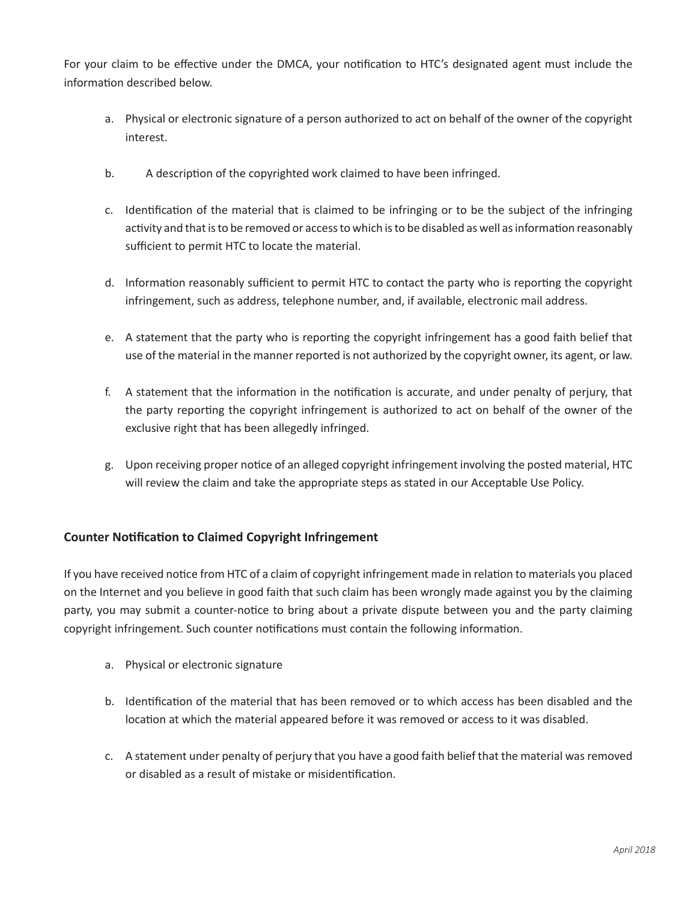For your claim to be effective under the DMCA, your notification to HTC's designated agent must include the information described below.

a. Physical or electronic signature of a person authorized to act on behalf of the owner of the copyright interest.

b. A description of the copyrighted work claimed to have been infringed.

c. Identification of the material that is claimed to be infringing or to be the subject of the infringing activity and that is to be removed or access to which is to be disabled as well as information reasonably sufficient to permit HTC to locate the material.

d. Information reasonably sufficient to permit HTC to contact the party who is reporting the copyright infringement, such as address, telephone number, and, if available, electronic mail address.

e. A statement that the party who is reporting the copyright infringement has a good faith belief that use of the material in the manner reported is not authorized by the copyright owner, its agent, or law.

f. A statement that the information in the notification is accurate, and under penalty of perjury, that the party reporting the copyright infringement is authorized to act on behalf of the owner of the exclusive right that has been allegedly infringed.

g. Upon receiving proper notice of an alleged copyright infringement involving the posted material, HTC will review the claim and take the appropriate steps as stated in our Acceptable Use Policy.

**Counter Notification to Claimed Copyright Infringement**

If you have received notice from HTC of a claim of copyright infringement made in relation to materials you placed on the Internet and you believe in good faith that such claim has been wrongly made against you by the claiming party, you may submit a counter-notice to bring about a private dispute between you and the party claiming copyright infringement. Such counter notifications must contain the following information.

a. Physical or electronic signature

b. Identification of the material that has been removed or to which access has been disabled and the location at which the material appeared before it was removed or access to it was disabled.

c. A statement under penalty of perjury that you have a good faith belief that the material was removed or disabled as a result of mistake or misidentification.

*April 2018*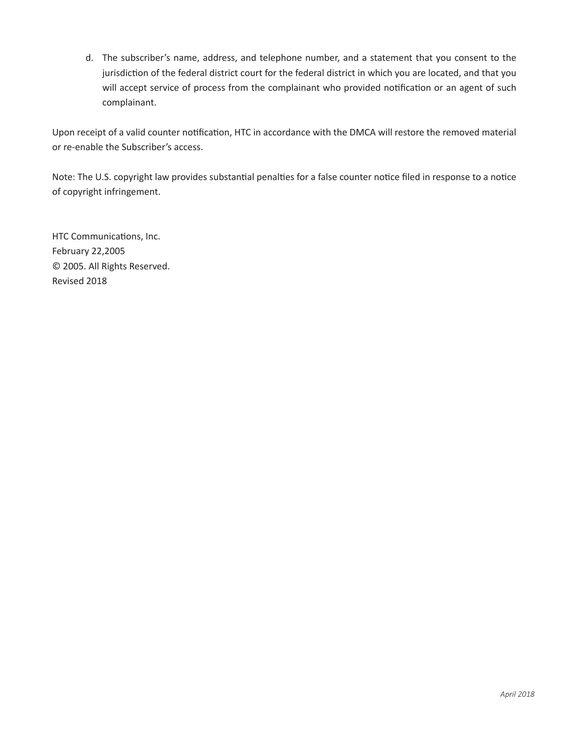d. The subscriber's name, address, and telephone number, and a statement that you consent to the jurisdiction of the federal district court for the federal district in which you are located, and that you will accept service of process from the complainant who provided notification or an agent of such complainant.

Upon receipt of a valid counter notification, HTC in accordance with the DMCA will restore the removed material or re-enable the Subscriber's access.

Note: The U.S. copyright law provides substantial penalties for a false counter notice filed in response to a notice of copyright infringement.

HTC Communications, Inc.
February 22,2005
© 2005. All Rights Reserved.
Revised 2018